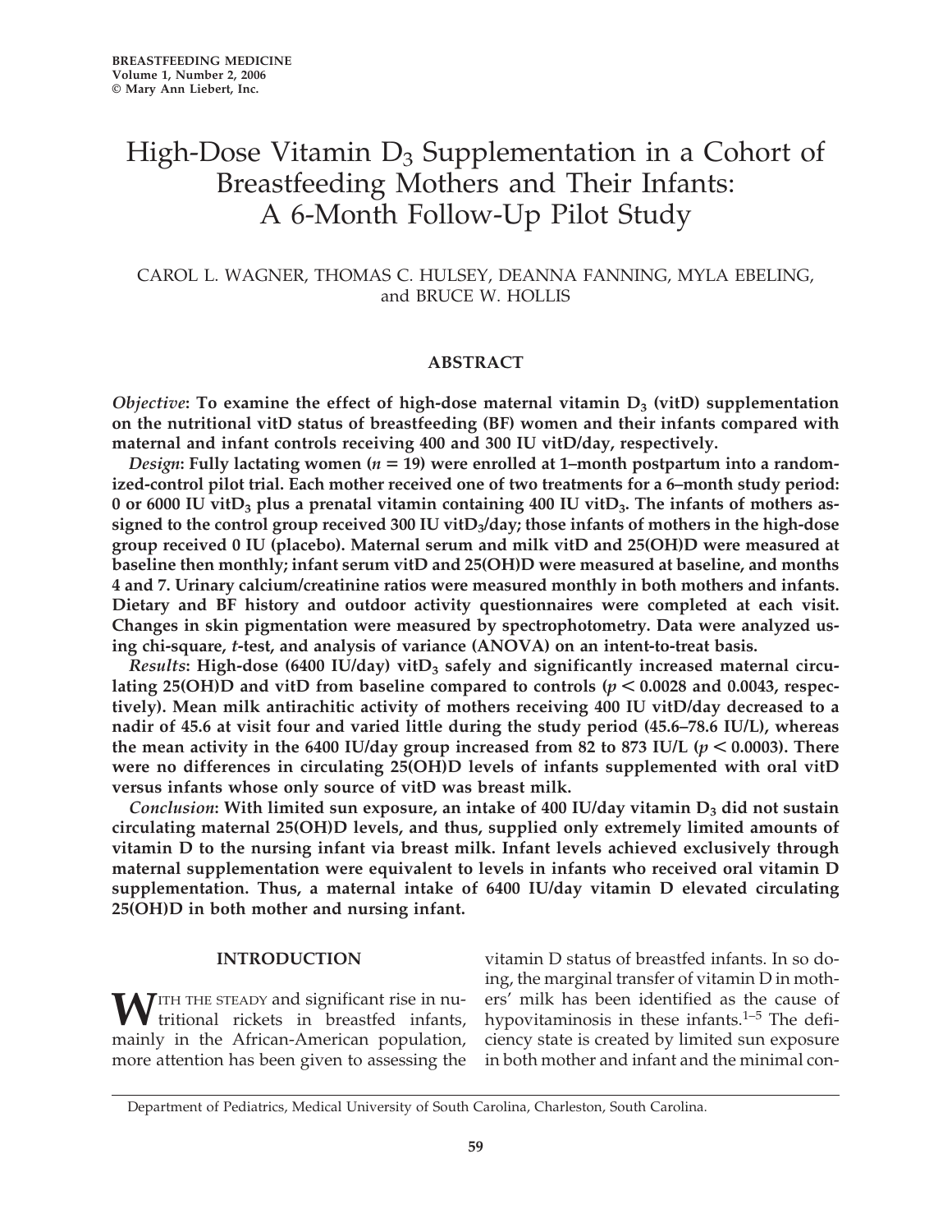# High-Dose Vitamin $D_3$ Supplementation in a Cohort of Breastfeeding Mothers and Their Infants: A 6-Month Follow-Up Pilot Study

CAROL L. WAGNER, THOMAS C. HULSEY, DEANNA FANNING, MYLA EBELING, and BRUCE W. HOLLIS

## ABSTRACT

***Objective*: To examine the effect of high-dose maternal vitamin $D_3$ (vitD) supplementation on the nutritional vitD status of breastfeeding (BF) women and their infants compared with maternal and infant controls receiving 400 and 300 IU vitD/day, respectively.**

***Design*: Fully lactating women ($n = 19$) were enrolled at 1–month postpartum into a randomized-control pilot trial. Each mother received one of two treatments for a 6–month study period: 0 or 6000 IU vit$D_3$ plus a prenatal vitamin containing 400 IU vit$D_3$. The infants of mothers assigned to the control group received 300 IU vit$D_3$/day; those infants of mothers in the high-dose group received 0 IU (placebo). Maternal serum and milk vitD and 25(OH)D were measured at baseline then monthly; infant serum vitD and 25(OH)D were measured at baseline, and months 4 and 7. Urinary calcium/creatinine ratios were measured monthly in both mothers and infants. Dietary and BF history and outdoor activity questionnaires were completed at each visit. Changes in skin pigmentation were measured by spectrophotometry. Data were analyzed using chi-square, *t*-test, and analysis of variance (ANOVA) on an intent-to-treat basis.**

***Results*: High-dose (6400 IU/day) vit$D_3$ safely and significantly increased maternal circulating 25(OH)D and vitD from baseline compared to controls ($p < 0.0028$ and 0.0043, respectively). Mean milk antirachitic activity of mothers receiving 400 IU vitD/day decreased to a nadir of 45.6 at visit four and varied little during the study period (45.6–78.6 IU/L), whereas the mean activity in the 6400 IU/day group increased from 82 to 873 IU/L ($p < 0.0003$). There were no differences in circulating 25(OH)D levels of infants supplemented with oral vitD versus infants whose only source of vitD was breast milk.**

***Conclusion*: With limited sun exposure, an intake of 400 IU/day vitamin $D_3$ did not sustain circulating maternal 25(OH)D levels, and thus, supplied only extremely limited amounts of vitamin D to the nursing infant via breast milk. Infant levels achieved exclusively through maternal supplementation were equivalent to levels in infants who received oral vitamin D supplementation. Thus, a maternal intake of 6400 IU/day vitamin D elevated circulating 25(OH)D in both mother and nursing infant.**

## INTRODUCTION

With the steady and significant rise in nutritional rickets in breastfed infants, mainly in the African-American population, more attention has been given to assessing the vitamin D status of breastfed infants. In so doing, the marginal transfer of vitamin D in mothers' milk has been identified as the cause of hypovitaminosis in these infants.[1–5] The deficiency state is created by limited sun exposure in both mother and infant and the minimal con-

Department of Pediatrics, Medical University of South Carolina, Charleston, South Carolina.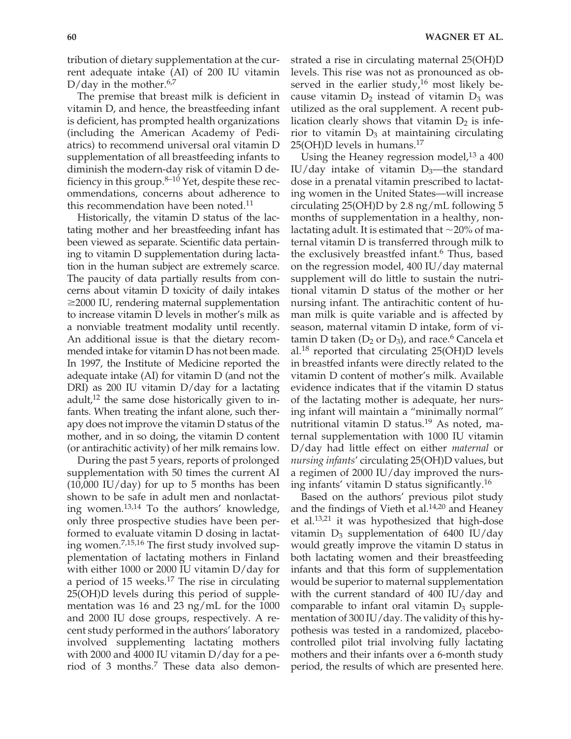tribution of dietary supplementation at the current adequate intake (AI) of 200 IU vitamin D/day in the mother.[6,7]

The premise that breast milk is deficient in vitamin D, and hence, the breastfeeding infant is deficient, has prompted health organizations (including the American Academy of Pediatrics) to recommend universal oral vitamin D supplementation of all breastfeeding infants to diminish the modern-day risk of vitamin D deficiency in this group.[8–10] Yet, despite these recommendations, concerns about adherence to this recommendation have been noted.[11]

Historically, the vitamin D status of the lactating mother and her breastfeeding infant has been viewed as separate. Scientific data pertaining to vitamin D supplementation during lactation in the human subject are extremely scarce. The paucity of data partially results from concerns about vitamin D toxicity of daily intakes ≥2000 IU, rendering maternal supplementation to increase vitamin D levels in mother's milk as a nonviable treatment modality until recently. An additional issue is that the dietary recommended intake for vitamin D has not been made. In 1997, the Institute of Medicine reported the adequate intake (AI) for vitamin D (and not the DRI) as 200 IU vitamin D/day for a lactating adult,[12] the same dose historically given to infants. When treating the infant alone, such therapy does not improve the vitamin D status of the mother, and in so doing, the vitamin D content (or antirachitic activity) of her milk remains low.

During the past 5 years, reports of prolonged supplementation with 50 times the current AI (10,000 IU/day) for up to 5 months has been shown to be safe in adult men and nonlactating women.[13,14] To the authors' knowledge, only three prospective studies have been performed to evaluate vitamin D dosing in lactating women.[7,15,16] The first study involved supplementation of lactating mothers in Finland with either 1000 or 2000 IU vitamin D/day for a period of 15 weeks.[17] The rise in circulating 25(OH)D levels during this period of supplementation was 16 and 23 ng/mL for the 1000 and 2000 IU dose groups, respectively. A recent study performed in the authors' laboratory involved supplementing lactating mothers with 2000 and 4000 IU vitamin D/day for a period of 3 months.[7] These data also demonstrated a rise in circulating maternal 25(OH)D levels. This rise was not as pronounced as observed in the earlier study,[16] most likely because vitamin $D_2$ instead of vitamin $D_3$ was utilized as the oral supplement. A recent publication clearly shows that vitamin $D_2$ is inferior to vitamin $D_3$ at maintaining circulating 25(OH)D levels in humans.[17]

Using the Heaney regression model,[13] a 400 IU/day intake of vitamin $D_3$—the standard dose in a prenatal vitamin prescribed to lactating women in the United States—will increase circulating 25(OH)D by 2.8 ng/mL following 5 months of supplementation in a healthy, nonlactating adult. It is estimated that ~20% of maternal vitamin D is transferred through milk to the exclusively breastfed infant.[6] Thus, based on the regression model, 400 IU/day maternal supplement will do little to sustain the nutritional vitamin D status of the mother or her nursing infant. The antirachitic content of human milk is quite variable and is affected by season, maternal vitamin D intake, form of vitamin D taken ($D_2$ or $D_3$), and race.[6] Cancela et al.[18] reported that circulating 25(OH)D levels in breastfed infants were directly related to the vitamin D content of mother's milk. Available evidence indicates that if the vitamin D status of the lactating mother is adequate, her nursing infant will maintain a "minimally normal" nutritional vitamin D status.[19] As noted, maternal supplementation with 1000 IU vitamin D/day had little effect on either *maternal* or *nursing infants'* circulating 25(OH)D values, but a regimen of 2000 IU/day improved the nursing infants' vitamin D status significantly.[16]

Based on the authors' previous pilot study and the findings of Vieth et al.[14,20] and Heaney et al.[13,21] it was hypothesized that high-dose vitamin $D_3$ supplementation of 6400 IU/day would greatly improve the vitamin D status in both lactating women and their breastfeeding infants and that this form of supplementation would be superior to maternal supplementation with the current standard of 400 IU/day and comparable to infant oral vitamin $D_3$ supplementation of 300 IU/day. The validity of this hypothesis was tested in a randomized, placebo-controlled pilot trial involving fully lactating mothers and their infants over a 6-month study period, the results of which are presented here.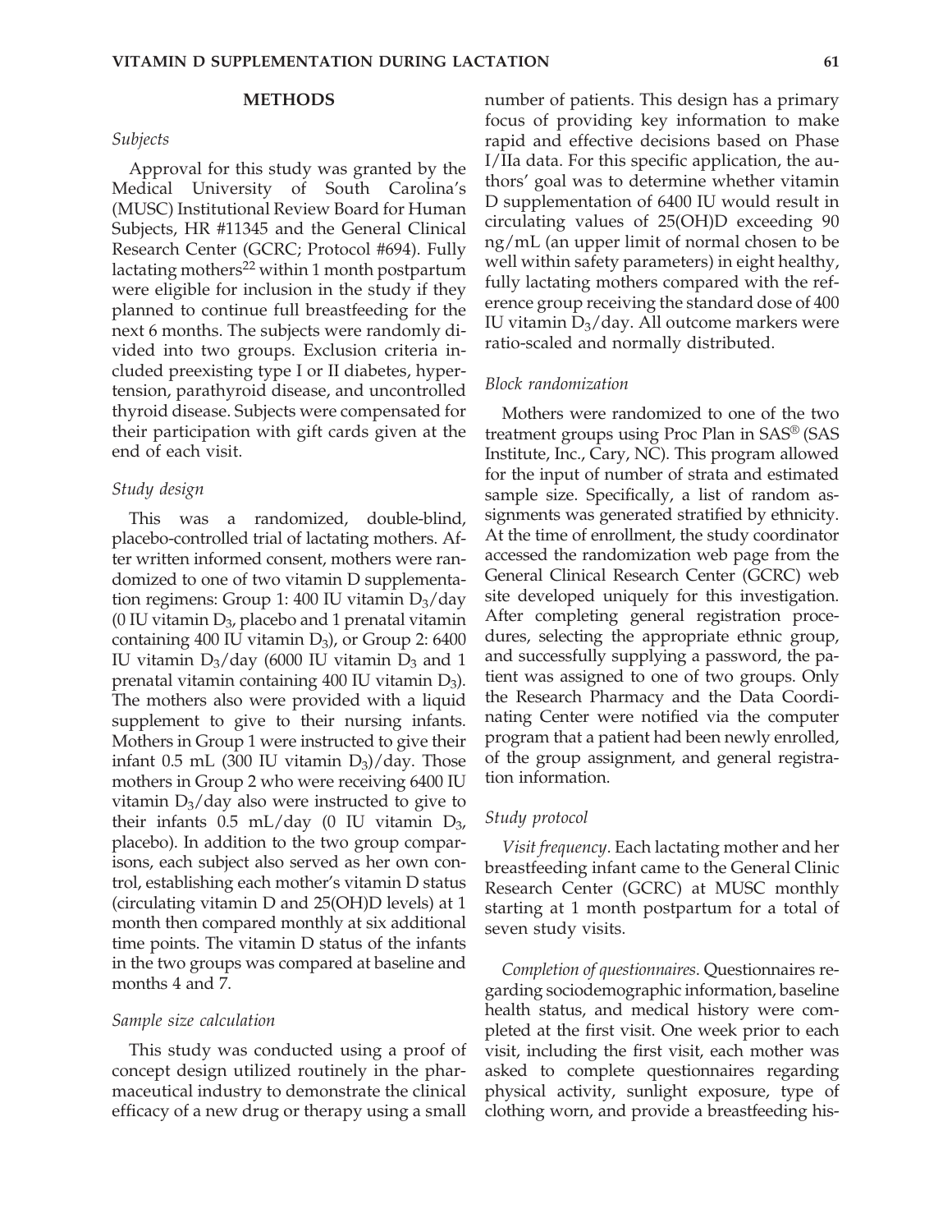## METHODS

### *Subjects*

Approval for this study was granted by the Medical University of South Carolina's (MUSC) Institutional Review Board for Human Subjects, HR #11345 and the General Clinical Research Center (GCRC; Protocol #694). Fully lactating mothers[22] within 1 month postpartum were eligible for inclusion in the study if they planned to continue full breastfeeding for the next 6 months. The subjects were randomly divided into two groups. Exclusion criteria included preexisting type I or II diabetes, hypertension, parathyroid disease, and uncontrolled thyroid disease. Subjects were compensated for their participation with gift cards given at the end of each visit.

### *Study design*

This was a randomized, double-blind, placebo-controlled trial of lactating mothers. After written informed consent, mothers were randomized to one of two vitamin D supplementation regimens: Group 1: 400 IU vitamin $D_3$/day (0 IU vitamin $D_3$, placebo and 1 prenatal vitamin containing 400 IU vitamin $D_3$), or Group 2: 6400 IU vitamin $D_3$/day (6000 IU vitamin $D_3$ and 1 prenatal vitamin containing 400 IU vitamin $D_3$). The mothers also were provided with a liquid supplement to give to their nursing infants. Mothers in Group 1 were instructed to give their infant 0.5 mL (300 IU vitamin $D_3$)/day. Those mothers in Group 2 who were receiving 6400 IU vitamin $D_3$/day also were instructed to give to their infants 0.5 mL/day (0 IU vitamin $D_3$, placebo). In addition to the two group comparisons, each subject also served as her own control, establishing each mother's vitamin D status (circulating vitamin D and 25(OH)D levels) at 1 month then compared monthly at six additional time points. The vitamin D status of the infants in the two groups was compared at baseline and months 4 and 7.

### *Sample size calculation*

This study was conducted using a proof of concept design utilized routinely in the pharmaceutical industry to demonstrate the clinical efficacy of a new drug or therapy using a small number of patients. This design has a primary focus of providing key information to make rapid and effective decisions based on Phase I/IIa data. For this specific application, the authors' goal was to determine whether vitamin D supplementation of 6400 IU would result in circulating values of 25(OH)D exceeding 90 ng/mL (an upper limit of normal chosen to be well within safety parameters) in eight healthy, fully lactating mothers compared with the reference group receiving the standard dose of 400 IU vitamin $D_3$/day. All outcome markers were ratio-scaled and normally distributed.

### *Block randomization*

Mothers were randomized to one of the two treatment groups using Proc Plan in SAS® (SAS Institute, Inc., Cary, NC). This program allowed for the input of number of strata and estimated sample size. Specifically, a list of random assignments was generated stratified by ethnicity. At the time of enrollment, the study coordinator accessed the randomization web page from the General Clinical Research Center (GCRC) web site developed uniquely for this investigation. After completing general registration procedures, selecting the appropriate ethnic group, and successfully supplying a password, the patient was assigned to one of two groups. Only the Research Pharmacy and the Data Coordinating Center were notified via the computer program that a patient had been newly enrolled, of the group assignment, and general registration information.

### *Study protocol*

*Visit frequency*. Each lactating mother and her breastfeeding infant came to the General Clinic Research Center (GCRC) at MUSC monthly starting at 1 month postpartum for a total of seven study visits.

*Completion of questionnaires*. Questionnaires regarding sociodemographic information, baseline health status, and medical history were completed at the first visit. One week prior to each visit, including the first visit, each mother was asked to complete questionnaires regarding physical activity, sunlight exposure, type of clothing worn, and provide a breastfeeding his-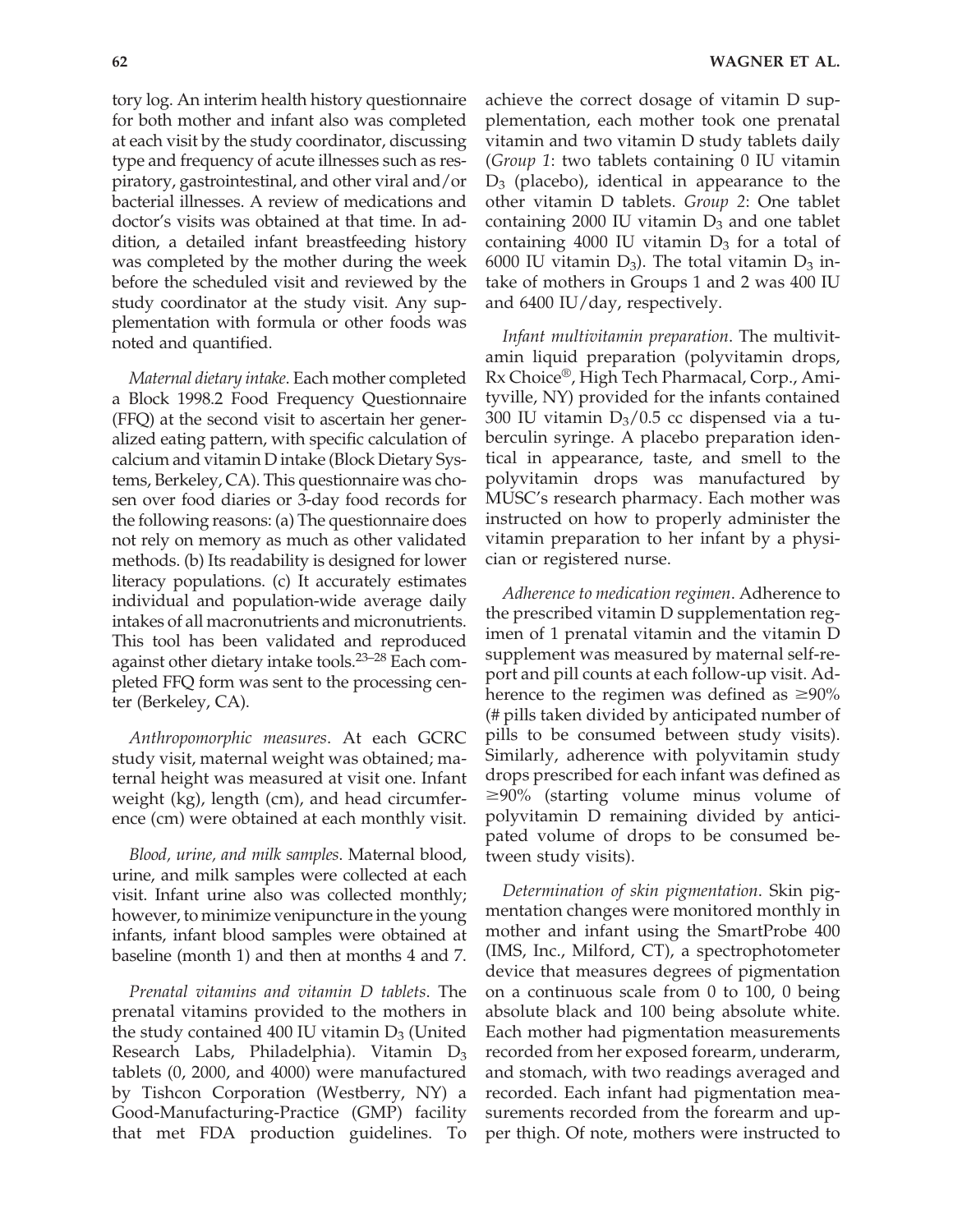tory log. An interim health history questionnaire for both mother and infant also was completed at each visit by the study coordinator, discussing type and frequency of acute illnesses such as respiratory, gastrointestinal, and other viral and/or bacterial illnesses. A review of medications and doctor's visits was obtained at that time. In addition, a detailed infant breastfeeding history was completed by the mother during the week before the scheduled visit and reviewed by the study coordinator at the study visit. Any supplementation with formula or other foods was noted and quantified.

*Maternal dietary intake*. Each mother completed a Block 1998.2 Food Frequency Questionnaire (FFQ) at the second visit to ascertain her generalized eating pattern, with specific calculation of calcium and vitamin D intake (Block Dietary Systems, Berkeley, CA). This questionnaire was chosen over food diaries or 3-day food records for the following reasons: (a) The questionnaire does not rely on memory as much as other validated methods. (b) Its readability is designed for lower literacy populations. (c) It accurately estimates individual and population-wide average daily intakes of all macronutrients and micronutrients. This tool has been validated and reproduced against other dietary intake tools.[23–28] Each completed FFQ form was sent to the processing center (Berkeley, CA).

*Anthropomorphic measures*. At each GCRC study visit, maternal weight was obtained; maternal height was measured at visit one. Infant weight (kg), length (cm), and head circumference (cm) were obtained at each monthly visit.

*Blood, urine, and milk samples*. Maternal blood, urine, and milk samples were collected at each visit. Infant urine also was collected monthly; however, to minimize venipuncture in the young infants, infant blood samples were obtained at baseline (month 1) and then at months 4 and 7.

*Prenatal vitamins and vitamin D tablets*. The prenatal vitamins provided to the mothers in the study contained 400 IU vitamin $D_3$ (United Research Labs, Philadelphia). Vitamin $D_3$ tablets (0, 2000, and 4000) were manufactured by Tishcon Corporation (Westberry, NY) a Good-Manufacturing-Practice (GMP) facility that met FDA production guidelines. To achieve the correct dosage of vitamin D supplementation, each mother took one prenatal vitamin and two vitamin D study tablets daily (*Group 1*: two tablets containing 0 IU vitamin $D_3$ (placebo), identical in appearance to the other vitamin D tablets. *Group 2*: One tablet containing 2000 IU vitamin $D_3$ and one tablet containing 4000 IU vitamin $D_3$ for a total of 6000 IU vitamin $D_3$). The total vitamin $D_3$ intake of mothers in Groups 1 and 2 was 400 IU and 6400 IU/day, respectively.

*Infant multivitamin preparation*. The multivitamin liquid preparation (polyvitamin drops, Rx Choice®, High Tech Pharmacal, Corp., Amityville, NY) provided for the infants contained 300 IU vitamin $D_3$/0.5 cc dispensed via a tuberculin syringe. A placebo preparation identical in appearance, taste, and smell to the polyvitamin drops was manufactured by MUSC's research pharmacy. Each mother was instructed on how to properly administer the vitamin preparation to her infant by a physician or registered nurse.

*Adherence to medication regimen*. Adherence to the prescribed vitamin D supplementation regimen of 1 prenatal vitamin and the vitamin D supplement was measured by maternal self-report and pill counts at each follow-up visit. Adherence to the regimen was defined as $\geq$90% (# pills taken divided by anticipated number of pills to be consumed between study visits). Similarly, adherence with polyvitamin study drops prescribed for each infant was defined as $\geq$90% (starting volume minus volume of polyvitamin D remaining divided by anticipated volume of drops to be consumed between study visits).

*Determination of skin pigmentation*. Skin pigmentation changes were monitored monthly in mother and infant using the SmartProbe 400 (IMS, Inc., Milford, CT), a spectrophotometer device that measures degrees of pigmentation on a continuous scale from 0 to 100, 0 being absolute black and 100 being absolute white. Each mother had pigmentation measurements recorded from her exposed forearm, underarm, and stomach, with two readings averaged and recorded. Each infant had pigmentation measurements recorded from the forearm and upper thigh. Of note, mothers were instructed to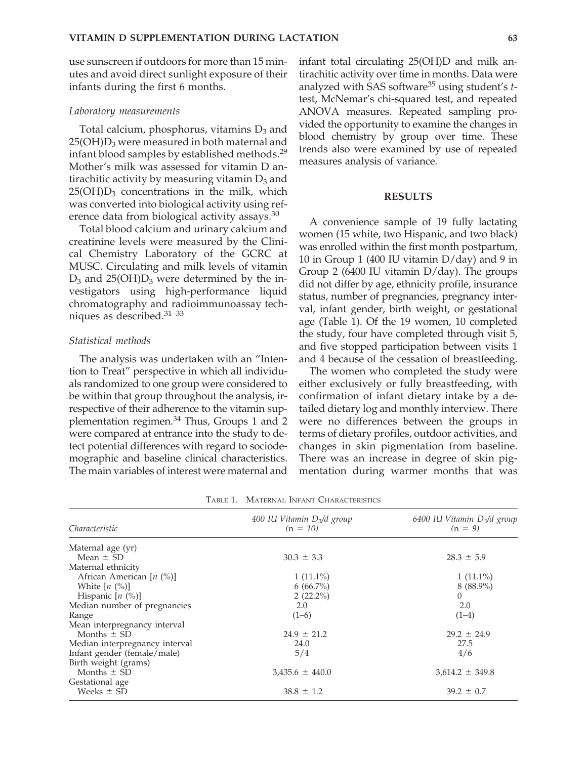use sunscreen if outdoors for more than 15 minutes and avoid direct sunlight exposure of their infants during the first 6 months.

### *Laboratory measurements*

Total calcium, phosphorus, vitamins $D_3$ and $25(OH)D_3$ were measured in both maternal and infant blood samples by established methods.[29] Mother's milk was assessed for vitamin D antirachitic activity by measuring vitamin $D_3$ and $25(OH)D_3$ concentrations in the milk, which was converted into biological activity using reference data from biological activity assays.[30]

Total blood calcium and urinary calcium and creatinine levels were measured by the Clinical Chemistry Laboratory of the GCRC at MUSC. Circulating and milk levels of vitamin $D_3$ and $25(OH)D_3$ were determined by the investigators using high-performance liquid chromatography and radioimmunoassay techniques as described.[31–33]

### *Statistical methods*

The analysis was undertaken with an "Intention to Treat" perspective in which all individuals randomized to one group were considered to be within that group throughout the analysis, irrespective of their adherence to the vitamin supplementation regimen.[34] Thus, Groups 1 and 2 were compared at entrance into the study to detect potential differences with regard to sociodemographic and baseline clinical characteristics. The main variables of interest were maternal and infant total circulating 25(OH)D and milk antirachitic activity over time in months. Data were analyzed with SAS software[35] using student's *t*-test, McNemar's chi-squared test, and repeated ANOVA measures. Repeated sampling provided the opportunity to examine the changes in blood chemistry by group over time. These trends also were examined by use of repeated measures analysis of variance.

## RESULTS

A convenience sample of 19 fully lactating women (15 white, two Hispanic, and two black) was enrolled within the first month postpartum, 10 in Group 1 (400 IU vitamin D/day) and 9 in Group 2 (6400 IU vitamin D/day). The groups did not differ by age, ethnicity profile, insurance status, number of pregnancies, pregnancy interval, infant gender, birth weight, or gestational age (Table 1). Of the 19 women, 10 completed the study, four have completed through visit 5, and five stopped participation between visits 1 and 4 because of the cessation of breastfeeding.

The women who completed the study were either exclusively or fully breastfeeding, with confirmation of infant dietary intake by a detailed dietary log and monthly interview. There were no differences between the groups in terms of dietary profiles, outdoor activities, and changes in skin pigmentation from baseline. There was an increase in degree of skin pigmentation during warmer months that was

Table 1. Maternal Infant Characteristics

| *Characteristic* | *400 IU Vitamin $D_3$/d group* (n = 10) | *6400 IU Vitamin $D_3$/d group* (n = 9) |
|---|---|---|
| Maternal age (yr) | | |
| Mean ± SD | 30.3 ± 3.3 | 28.3 ± 5.9 |
| Maternal ethnicity | | |
| African American [*n* (%)] | 1 (11.1%) | 1 (11.1%) |
| White [*n* (%)] | 6 (66.7%) | 8 (88.9%) |
| Hispanic [*n* (%)] | 2 (22.2%) | 0 |
| Median number of pregnancies | 2.0 | 2.0 |
| Range | (1–6) | (1–4) |
| Mean interpregnancy interval | | |
| Months ± SD | 24.9 ± 21.2 | 29.2 ± 24.9 |
| Median interpregnancy interval | 24.0 | 27.5 |
| Infant gender (female/male) | 5/4 | 4/6 |
| Birth weight (grams) | | |
| Months ± SD | 3,435.6 ± 440.0 | 3,614.2 ± 349.8 |
| Gestational age | | |
| Weeks ± SD | 38.8 ± 1.2 | 39.2 ± 0.7 |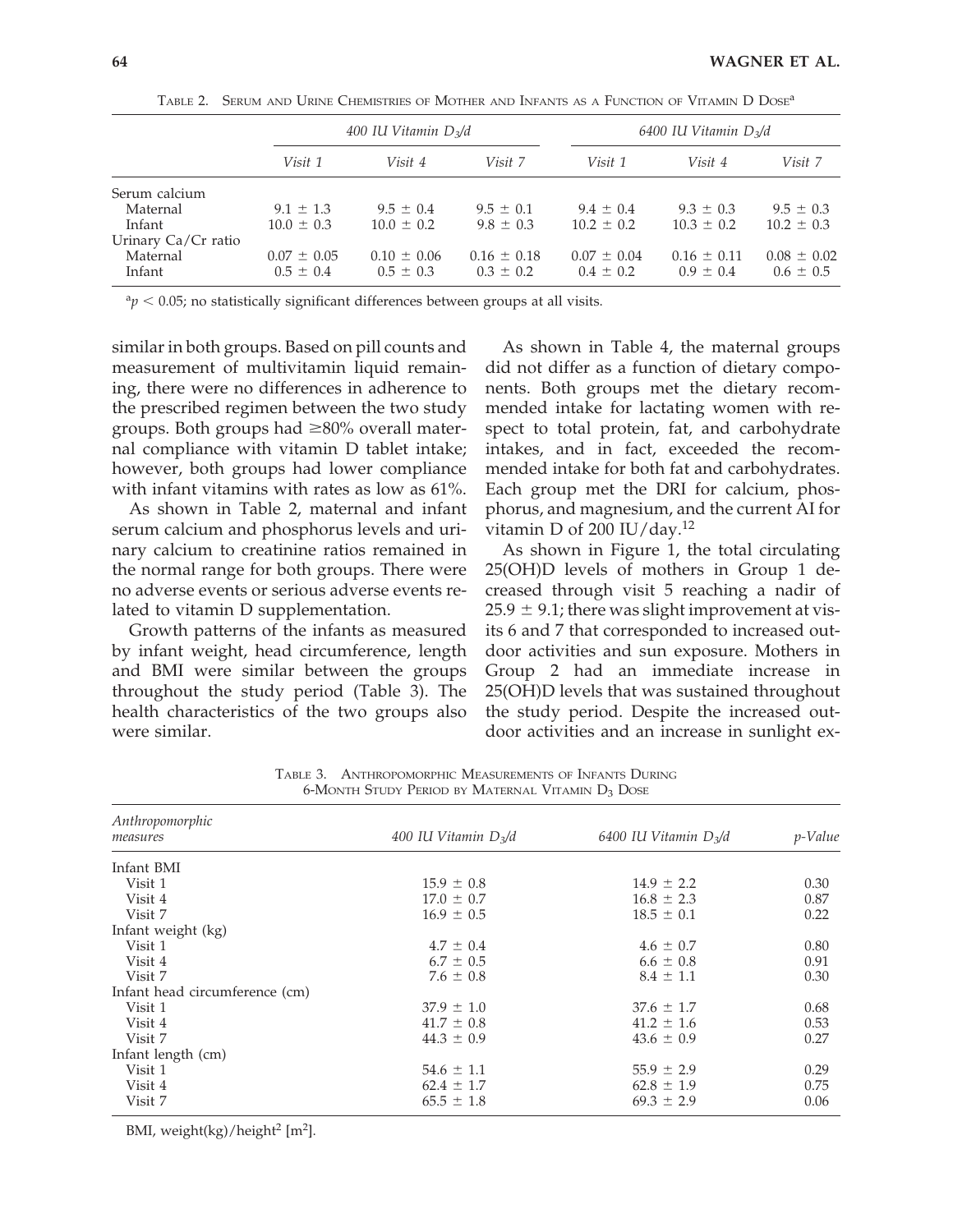Table 2. Serum and Urine Chemistries of Mother and Infants as a Function of Vitamin D Dose[a]

| | 400 IU Vitamin $D_3$/d | | | 6400 IU Vitamin $D_3$/d | | |
|---|---|---|---|---|---|---|
| | Visit 1 | Visit 4 | Visit 7 | Visit 1 | Visit 4 | Visit 7 |
| Serum calcium | | | | | | |
| Maternal | 9.1 ± 1.3 | 9.5 ± 0.4 | 9.5 ± 0.1 | 9.4 ± 0.4 | 9.3 ± 0.3 | 9.5 ± 0.3 |
| Infant | 10.0 ± 0.3 | 10.0 ± 0.2 | 9.8 ± 0.3 | 10.2 ± 0.2 | 10.3 ± 0.2 | 10.2 ± 0.3 |
| Urinary Ca/Cr ratio | | | | | | |
| Maternal | 0.07 ± 0.05 | 0.10 ± 0.06 | 0.16 ± 0.18 | 0.07 ± 0.04 | 0.16 ± 0.11 | 0.08 ± 0.02 |
| Infant | 0.5 ± 0.4 | 0.5 ± 0.3 | 0.3 ± 0.2 | 0.4 ± 0.2 | 0.9 ± 0.4 | 0.6 ± 0.5 |

[a]$p < 0.05$; no statistically significant differences between groups at all visits.

similar in both groups. Based on pill counts and measurement of multivitamin liquid remaining, there were no differences in adherence to the prescribed regimen between the two study groups. Both groups had ≥80% overall maternal compliance with vitamin D tablet intake; however, both groups had lower compliance with infant vitamins with rates as low as 61%.

As shown in Table 2, maternal and infant serum calcium and phosphorus levels and urinary calcium to creatinine ratios remained in the normal range for both groups. There were no adverse events or serious adverse events related to vitamin D supplementation.

Growth patterns of the infants as measured by infant weight, head circumference, length and BMI were similar between the groups throughout the study period (Table 3). The health characteristics of the two groups also were similar.

As shown in Table 4, the maternal groups did not differ as a function of dietary components. Both groups met the dietary recommended intake for lactating women with respect to total protein, fat, and carbohydrate intakes, and in fact, exceeded the recommended intake for both fat and carbohydrates. Each group met the DRI for calcium, phosphorus, and magnesium, and the current AI for vitamin D of 200 IU/day.[12]

As shown in Figure 1, the total circulating 25(OH)D levels of mothers in Group 1 decreased through visit 5 reaching a nadir of 25.9 ± 9.1; there was slight improvement at visits 6 and 7 that corresponded to increased outdoor activities and sun exposure. Mothers in Group 2 had an immediate increase in 25(OH)D levels that was sustained throughout the study period. Despite the increased outdoor activities and an increase in sunlight ex-

Table 3. Anthropomorphic Measurements of Infants During 6-Month Study Period by Maternal Vitamin $D_3$ Dose

| Anthropomorphic measures | 400 IU Vitamin $D_3$/d | 6400 IU Vitamin $D_3$/d | p-Value |
|---|---|---|---|
| Infant BMI | | | |
| Visit 1 | 15.9 ± 0.8 | 14.9 ± 2.2 | 0.30 |
| Visit 4 | 17.0 ± 0.7 | 16.8 ± 2.3 | 0.87 |
| Visit 7 | 16.9 ± 0.5 | 18.5 ± 0.1 | 0.22 |
| Infant weight (kg) | | | |
| Visit 1 | 4.7 ± 0.4 | 4.6 ± 0.7 | 0.80 |
| Visit 4 | 6.7 ± 0.5 | 6.6 ± 0.8 | 0.91 |
| Visit 7 | 7.6 ± 0.8 | 8.4 ± 1.1 | 0.30 |
| Infant head circumference (cm) | | | |
| Visit 1 | 37.9 ± 1.0 | 37.6 ± 1.7 | 0.68 |
| Visit 4 | 41.7 ± 0.8 | 41.2 ± 1.6 | 0.53 |
| Visit 7 | 44.3 ± 0.9 | 43.6 ± 0.9 | 0.27 |
| Infant length (cm) | | | |
| Visit 1 | 54.6 ± 1.1 | 55.9 ± 2.9 | 0.29 |
| Visit 4 | 62.4 ± 1.7 | 62.8 ± 1.9 | 0.75 |
| Visit 7 | 65.5 ± 1.8 | 69.3 ± 2.9 | 0.06 |

BMI, weight(kg)/height$^2$ [m$^2$].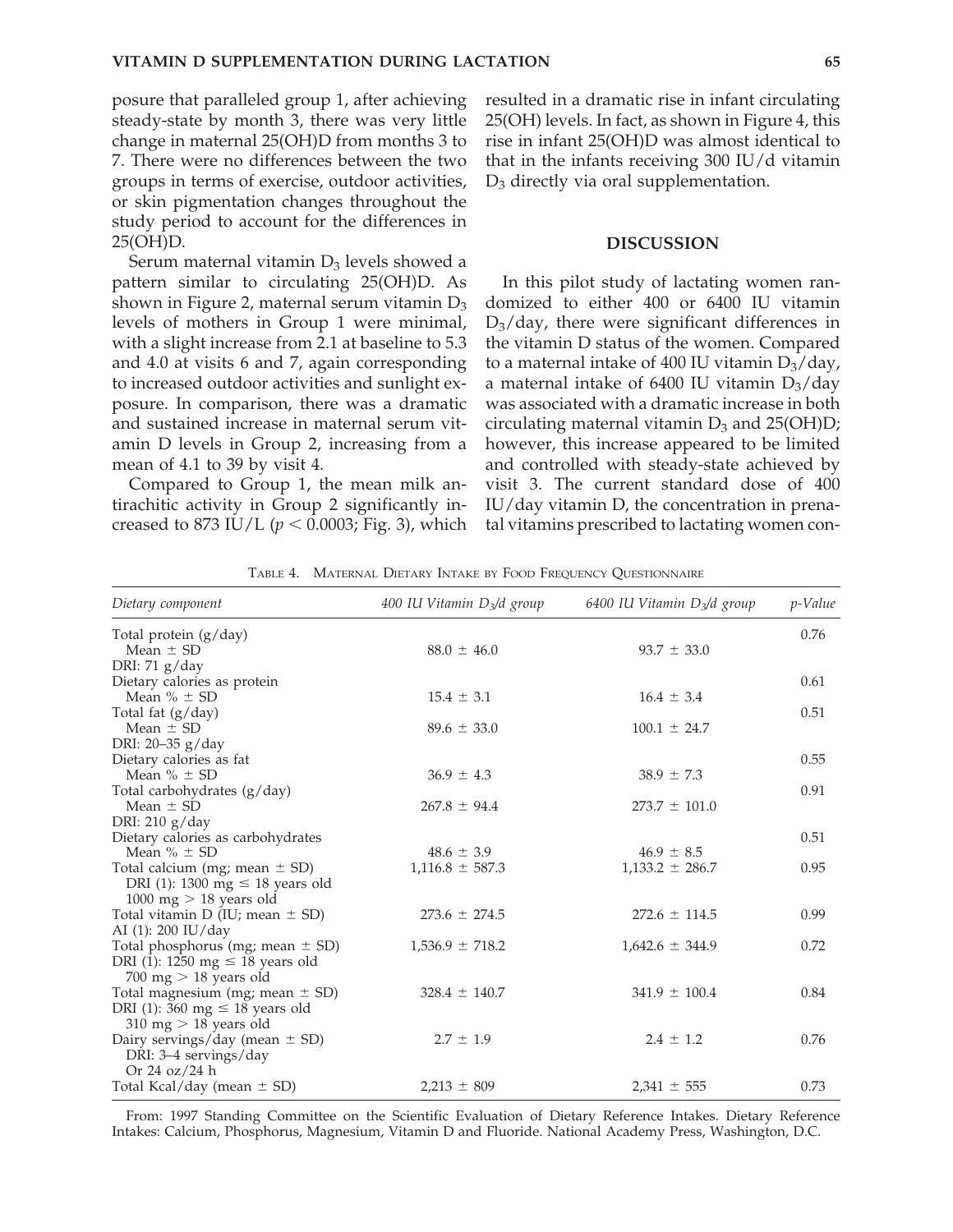posure that paralleled group 1, after achieving steady-state by month 3, there was very little change in maternal 25(OH)D from months 3 to 7. There were no differences between the two groups in terms of exercise, outdoor activities, or skin pigmentation changes throughout the study period to account for the differences in 25(OH)D.

Serum maternal vitamin $D_3$ levels showed a pattern similar to circulating 25(OH)D. As shown in Figure 2, maternal serum vitamin $D_3$ levels of mothers in Group 1 were minimal, with a slight increase from 2.1 at baseline to 5.3 and 4.0 at visits 6 and 7, again corresponding to increased outdoor activities and sunlight exposure. In comparison, there was a dramatic and sustained increase in maternal serum vitamin D levels in Group 2, increasing from a mean of 4.1 to 39 by visit 4.

Compared to Group 1, the mean milk antirachitic activity in Group 2 significantly increased to 873 IU/L ($p < 0.0003$; Fig. 3), which resulted in a dramatic rise in infant circulating 25(OH) levels. In fact, as shown in Figure 4, this rise in infant 25(OH)D was almost identical to that in the infants receiving 300 IU/d vitamin $D_3$ directly via oral supplementation.

## DISCUSSION

In this pilot study of lactating women randomized to either 400 or 6400 IU vitamin $D_3$/day, there were significant differences in the vitamin D status of the women. Compared to a maternal intake of 400 IU vitamin $D_3$/day, a maternal intake of 6400 IU vitamin $D_3$/day was associated with a dramatic increase in both circulating maternal vitamin $D_3$ and 25(OH)D; however, this increase appeared to be limited and controlled with steady-state achieved by visit 3. The current standard dose of 400 IU/day vitamin D, the concentration in prenatal vitamins prescribed to lactating women con-

Table 4. Maternal Dietary Intake by Food Frequency Questionnaire

| *Dietary component* | *400 IU Vitamin $D_3$/d group* | *6400 IU Vitamin $D_3$/d group* | *p-Value* |
|---|---|---|---|
| Total protein (g/day) | | | 0.76 |
| Mean ± SD | 88.0 ± 46.0 | 93.7 ± 33.0 | |
| DRI: 71 g/day | | | |
| Dietary calories as protein | | | 0.61 |
| Mean % ± SD | 15.4 ± 3.1 | 16.4 ± 3.4 | |
| Total fat (g/day) | | | 0.51 |
| Mean ± SD | 89.6 ± 33.0 | 100.1 ± 24.7 | |
| DRI: 20–35 g/day | | | |
| Dietary calories as fat | | | 0.55 |
| Mean % ± SD | 36.9 ± 4.3 | 38.9 ± 7.3 | |
| Total carbohydrates (g/day) | | | 0.91 |
| Mean ± SD | 267.8 ± 94.4 | 273.7 ± 101.0 | |
| DRI: 210 g/day | | | |
| Dietary calories as carbohydrates | | | 0.51 |
| Mean % ± SD | 48.6 ± 3.9 | 46.9 ± 8.5 | |
| Total calcium (mg; mean ± SD) | 1,116.8 ± 587.3 | 1,133.2 ± 286.7 | 0.95 |
| DRI (1): 1300 mg ≤ 18 years old | | | |
| 1000 mg > 18 years old | | | |
| Total vitamin D (IU; mean ± SD) | 273.6 ± 274.5 | 272.6 ± 114.5 | 0.99 |
| AI (1): 200 IU/day | | | |
| Total phosphorus (mg; mean ± SD) | 1,536.9 ± 718.2 | 1,642.6 ± 344.9 | 0.72 |
| DRI (1): 1250 mg ≤ 18 years old | | | |
| 700 mg > 18 years old | | | |
| Total magnesium (mg; mean ± SD) | 328.4 ± 140.7 | 341.9 ± 100.4 | 0.84 |
| DRI (1): 360 mg ≤ 18 years old | | | |
| 310 mg > 18 years old | | | |
| Dairy servings/day (mean ± SD) | 2.7 ± 1.9 | 2.4 ± 1.2 | 0.76 |
| DRI: 3–4 servings/day | | | |
| Or 24 oz/24 h | | | |
| Total Kcal/day (mean ± SD) | 2,213 ± 809 | 2,341 ± 555 | 0.73 |

From: 1997 Standing Committee on the Scientific Evaluation of Dietary Reference Intakes. Dietary Reference Intakes: Calcium, Phosphorus, Magnesium, Vitamin D and Fluoride. National Academy Press, Washington, D.C.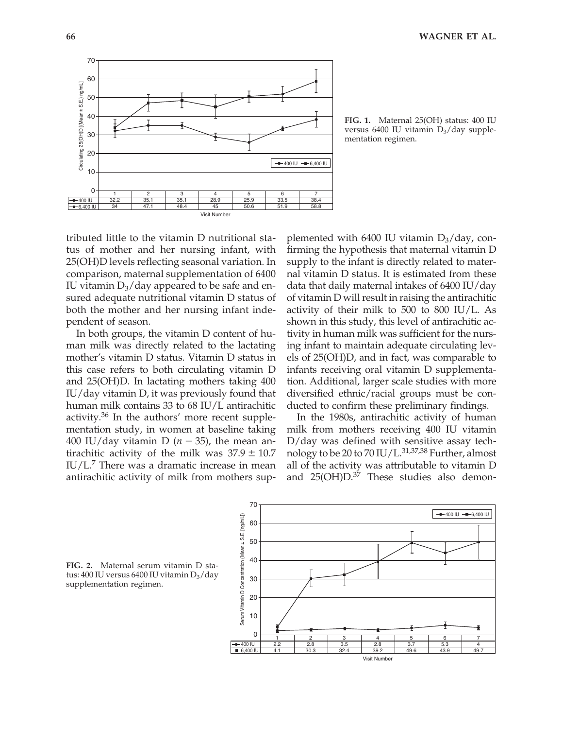| Visit Number | 1 | 2 | 3 | 4 | 5 | 6 | 7 |
|---|---|---|---|---|---|---|---|
| 400 IU | 32.2 | 35.1 | 35.1 | 28.9 | 25.9 | 33.5 | 38.4 |
| 6,400 IU | 34 | 47.1 | 48.4 | 45 | 50.6 | 51.9 | 58.8 |

**FIG. 1.** Maternal 25(OH) status: 400 IU versus 6400 IU vitamin $D_3$/day supplementation regimen.

tributed little to the vitamin D nutritional status of mother and her nursing infant, with 25(OH)D levels reflecting seasonal variation. In comparison, maternal supplementation of 6400 IU vitamin $D_3$/day appeared to be safe and ensured adequate nutritional vitamin D status of both the mother and her nursing infant independent of season.

In both groups, the vitamin D content of human milk was directly related to the lactating mother's vitamin D status. Vitamin D status in this case refers to both circulating vitamin D and 25(OH)D. In lactating mothers taking 400 IU/day vitamin D, it was previously found that human milk contains 33 to 68 IU/L antirachitic activity.[36] In the authors' more recent supplementation study, in women at baseline taking 400 IU/day vitamin D ($n = 35$), the mean antirachitic activity of the milk was $37.9 \pm 10.7$ IU/L.[7] There was a dramatic increase in mean antirachitic activity of milk from mothers supplemented with 6400 IU vitamin $D_3$/day, confirming the hypothesis that maternal vitamin D supply to the infant is directly related to maternal vitamin D status. It is estimated from these data that daily maternal intakes of 6400 IU/day of vitamin D will result in raising the antirachitic activity of their milk to 500 to 800 IU/L. As shown in this study, this level of antirachitic activity in human milk was sufficient for the nursing infant to maintain adequate circulating levels of 25(OH)D, and in fact, was comparable to infants receiving oral vitamin D supplementation. Additional, larger scale studies with more diversified ethnic/racial groups must be conducted to confirm these preliminary findings.

In the 1980s, antirachitic activity of human milk from mothers receiving 400 IU vitamin D/day was defined with sensitive assay technology to be 20 to 70 IU/L.[31,37,38] Further, almost all of the activity was attributable to vitamin D and 25(OH)D.[37] These studies also demon-

| Visit Number | 1 | 2 | 3 | 4 | 5 | 6 | 7 |
|---|---|---|---|---|---|---|---|
| 400 IU | 2.2 | 2.8 | 3.5 | 2.8 | 3.7 | 5.3 | 4 |
| 6,400 IU | 4.1 | 30.3 | 32.4 | 39.2 | 49.6 | 43.9 | 49.7 |

**FIG. 2.** Maternal serum vitamin D status: 400 IU versus 6400 IU vitamin $D_3$/day supplementation regimen.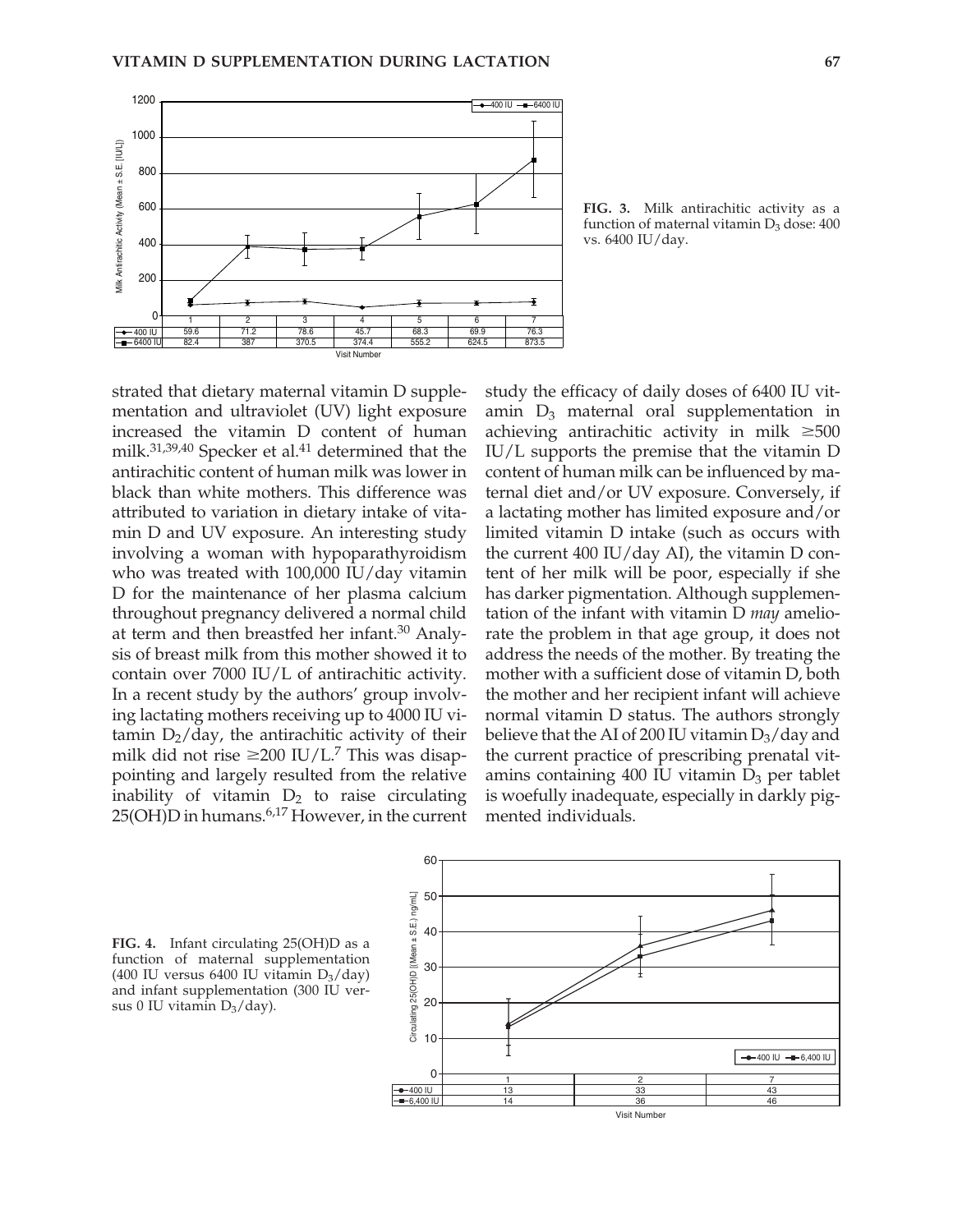| | 1 | 2 | 3 | 4 | 5 | 6 | 7 |
|---|---|---|---|---|---|---|---|
| 400 IU | 59.6 | 71.2 | 78.6 | 45.7 | 68.3 | 69.9 | 76.3 |
| 6400 IU | 82.4 | 387 | 370.5 | 374.4 | 555.2 | 624.5 | 873.5 |

**FIG. 3.** Milk antirachitic activity as a function of maternal vitamin $D_3$ dose: 400 vs. 6400 IU/day.

strated that dietary maternal vitamin D supplementation and ultraviolet (UV) light exposure increased the vitamin D content of human milk.[31,39,40] Specker et al.[41] determined that the antirachitic content of human milk was lower in black than white mothers. This difference was attributed to variation in dietary intake of vitamin D and UV exposure. An interesting study involving a woman with hypoparathyroidism who was treated with 100,000 IU/day vitamin D for the maintenance of her plasma calcium throughout pregnancy delivered a normal child at term and then breastfed her infant.[30] Analysis of breast milk from this mother showed it to contain over 7000 IU/L of antirachitic activity. In a recent study by the authors' group involving lactating mothers receiving up to 4000 IU vitamin $D_2$/day, the antirachitic activity of their milk did not rise $\geq$200 IU/L.[7] This was disappointing and largely resulted from the relative inability of vitamin $D_2$ to raise circulating 25(OH)D in humans.[6,17] However, in the current study the efficacy of daily doses of 6400 IU vitamin $D_3$ maternal oral supplementation in achieving antirachitic activity in milk $\geq$500 IU/L supports the premise that the vitamin D content of human milk can be influenced by maternal diet and/or UV exposure. Conversely, if a lactating mother has limited exposure and/or limited vitamin D intake (such as occurs with the current 400 IU/day AI), the vitamin D content of her milk will be poor, especially if she has darker pigmentation. Although supplementation of the infant with vitamin D *may* ameliorate the problem in that age group, it does not address the needs of the mother. By treating the mother with a sufficient dose of vitamin D, both the mother and her recipient infant will achieve normal vitamin D status. The authors strongly believe that the AI of 200 IU vitamin $D_3$/day and the current practice of prescribing prenatal vitamins containing 400 IU vitamin $D_3$ per tablet is woefully inadequate, especially in darkly pigmented individuals.

| | 1 | 2 | 7 |
|---|---|---|---|
| 400 IU | 13 | 33 | 43 |
| 6,400 IU | 14 | 36 | 46 |

**FIG. 4.** Infant circulating 25(OH)D as a function of maternal supplementation (400 IU versus 6400 IU vitamin $D_3$/day) and infant supplementation (300 IU versus 0 IU vitamin $D_3$/day).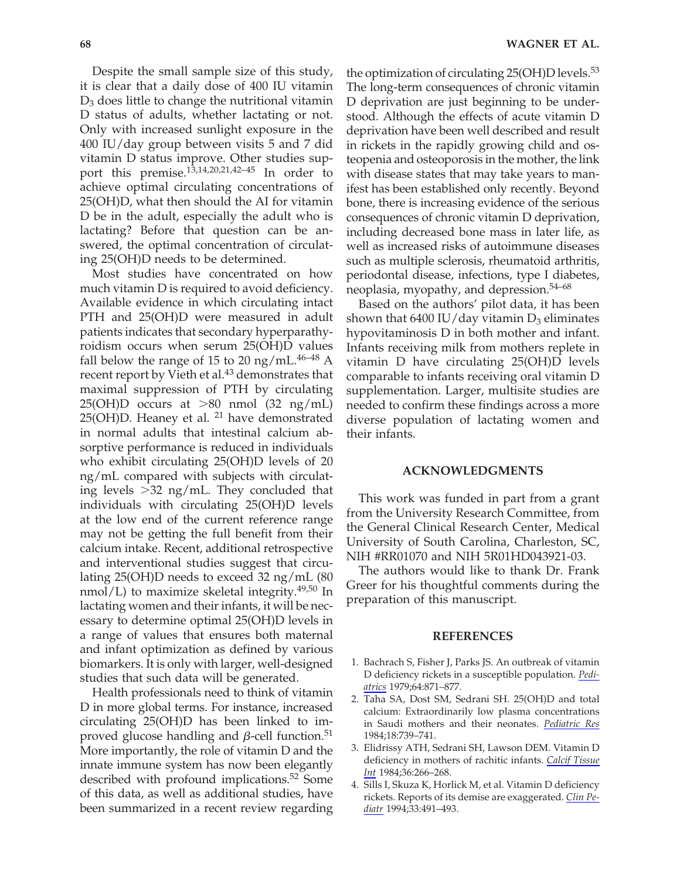Despite the small sample size of this study, it is clear that a daily dose of 400 IU vitamin $D_3$ does little to change the nutritional vitamin D status of adults, whether lactating or not. Only with increased sunlight exposure in the 400 IU/day group between visits 5 and 7 did vitamin D status improve. Other studies support this premise.[13,14,20,21,42–45] In order to achieve optimal circulating concentrations of 25(OH)D, what then should the AI for vitamin D be in the adult, especially the adult who is lactating? Before that question can be answered, the optimal concentration of circulating 25(OH)D needs to be determined.

Most studies have concentrated on how much vitamin D is required to avoid deficiency. Available evidence in which circulating intact PTH and 25(OH)D were measured in adult patients indicates that secondary hyperparathyroidism occurs when serum 25(OH)D values fall below the range of 15 to 20 ng/mL.[46–48] A recent report by Vieth et al.[43] demonstrates that maximal suppression of PTH by circulating 25(OH)D occurs at >80 nmol (32 ng/mL) 25(OH)D. Heaney et al. [21] have demonstrated in normal adults that intestinal calcium absorptive performance is reduced in individuals who exhibit circulating 25(OH)D levels of 20 ng/mL compared with subjects with circulating levels >32 ng/mL. They concluded that individuals with circulating 25(OH)D levels at the low end of the current reference range may not be getting the full benefit from their calcium intake. Recent, additional retrospective and interventional studies suggest that circulating 25(OH)D needs to exceed 32 ng/mL (80 nmol/L) to maximize skeletal integrity.[49,50] In lactating women and their infants, it will be necessary to determine optimal 25(OH)D levels in a range of values that ensures both maternal and infant optimization as defined by various biomarkers. It is only with larger, well-designed studies that such data will be generated.

Health professionals need to think of vitamin D in more global terms. For instance, increased circulating 25(OH)D has been linked to improved glucose handling and $\beta$-cell function.[51] More importantly, the role of vitamin D and the innate immune system has now been elegantly described with profound implications.[52] Some of this data, as well as additional studies, have been summarized in a recent review regarding the optimization of circulating 25(OH)D levels.[53] The long-term consequences of chronic vitamin D deprivation are just beginning to be understood. Although the effects of acute vitamin D deprivation have been well described and result in rickets in the rapidly growing child and osteopenia and osteoporosis in the mother, the link with disease states that may take years to manifest has been established only recently. Beyond bone, there is increasing evidence of the serious consequences of chronic vitamin D deprivation, including decreased bone mass in later life, as well as increased risks of autoimmune diseases such as multiple sclerosis, rheumatoid arthritis, periodontal disease, infections, type I diabetes, neoplasia, myopathy, and depression.[54–68]

Based on the authors' pilot data, it has been shown that 6400 IU/day vitamin $D_3$ eliminates hypovitaminosis D in both mother and infant. Infants receiving milk from mothers replete in vitamin D have circulating 25(OH)D levels comparable to infants receiving oral vitamin D supplementation. Larger, multisite studies are needed to confirm these findings across a more diverse population of lactating women and their infants.

## ACKNOWLEDGMENTS

This work was funded in part from a grant from the University Research Committee, from the General Clinical Research Center, Medical University of South Carolina, Charleston, SC, NIH #RR01070 and NIH 5R01HD043921-03.

The authors would like to thank Dr. Frank Greer for his thoughtful comments during the preparation of this manuscript.

## REFERENCES

1. Bachrach S, Fisher J, Parks JS. An outbreak of vitamin D deficiency rickets in a susceptible population. *Pediatrics* 1979;64:871–877.
2. Taha SA, Dost SM, Sedrani SH. 25(OH)D and total calcium: Extraordinarily low plasma concentrations in Saudi mothers and their neonates. *Pediatric Res* 1984;18:739–741.
3. Elidrissy ATH, Sedrani SH, Lawson DEM. Vitamin D deficiency in mothers of rachitic infants. *Calcif Tissue Int* 1984;36:266–268.
4. Sills I, Skuza K, Horlick M, et al. Vitamin D deficiency rickets. Reports of its demise are exaggerated. *Clin Pediatr* 1994;33:491–493.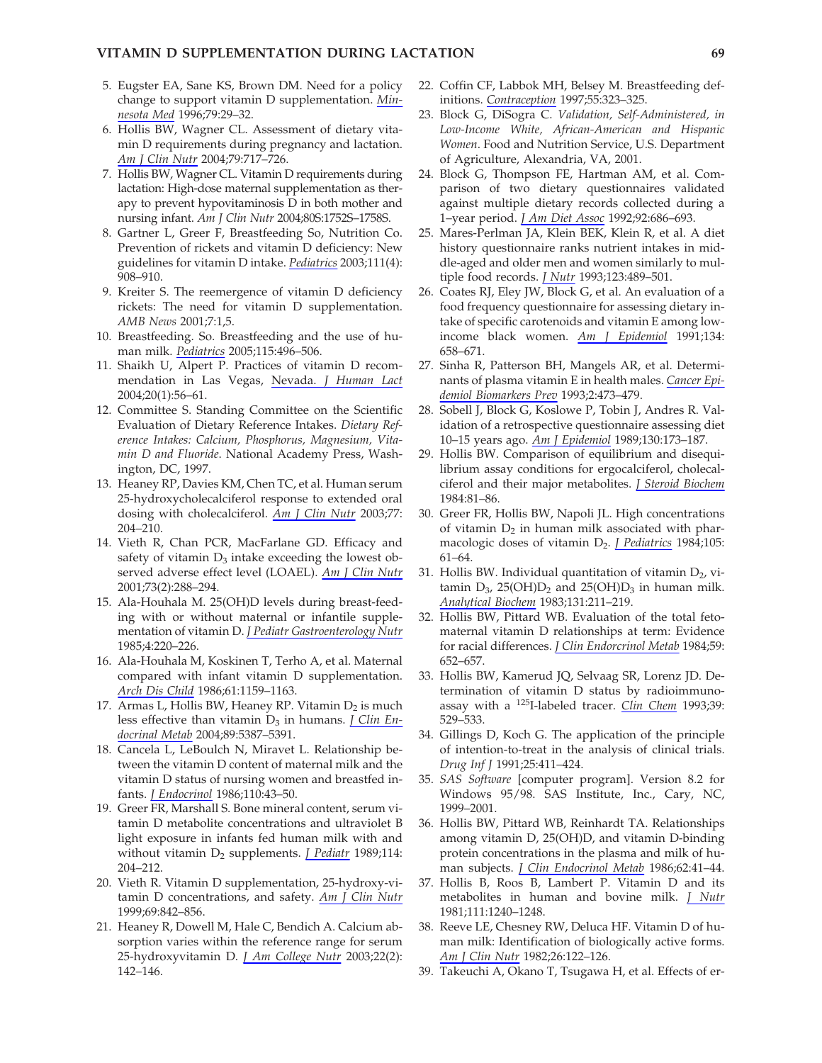5. Eugster EA, Sane KS, Brown DM. Need for a policy change to support vitamin D supplementation. *Minnesota Med* 1996;79:29–32.
6. Hollis BW, Wagner CL. Assessment of dietary vitamin D requirements during pregnancy and lactation. *Am J Clin Nutr* 2004;79:717–726.
7. Hollis BW, Wagner CL. Vitamin D requirements during lactation: High-dose maternal supplementation as therapy to prevent hypovitaminosis D in both mother and nursing infant. *Am J Clin Nutr* 2004;80S:1752S–1758S.
8. Gartner L, Greer F, Breastfeeding So, Nutrition Co. Prevention of rickets and vitamin D deficiency: New guidelines for vitamin D intake. *Pediatrics* 2003;111(4): 908–910.
9. Kreiter S. The reemergence of vitamin D deficiency rickets: The need for vitamin D supplementation. *AMB News* 2001;7:1,5.
10. Breastfeeding. So. Breastfeeding and the use of human milk. *Pediatrics* 2005;115:496–506.
11. Shaikh U, Alpert P. Practices of vitamin D recommendation in Las Vegas, Nevada. *J Human Lact* 2004;20(1):56–61.
12. Committee S. Standing Committee on the Scientific Evaluation of Dietary Reference Intakes. *Dietary Reference Intakes: Calcium, Phosphorus, Magnesium, Vitamin D and Fluoride*. National Academy Press, Washington, DC, 1997.
13. Heaney RP, Davies KM, Chen TC, et al. Human serum 25-hydroxycholecalciferol response to extended oral dosing with cholecalciferol. *Am J Clin Nutr* 2003;77: 204–210.
14. Vieth R, Chan PCR, MacFarlane GD. Efficacy and safety of vitamin $D_3$ intake exceeding the lowest observed adverse effect level (LOAEL). *Am J Clin Nutr* 2001;73(2):288–294.
15. Ala-Houhala M. 25(OH)D levels during breast-feeding with or without maternal or infantile supplementation of vitamin D. *J Pediatr Gastroenterology Nutr* 1985;4:220–226.
16. Ala-Houhala M, Koskinen T, Terho A, et al. Maternal compared with infant vitamin D supplementation. *Arch Dis Child* 1986;61:1159–1163.
17. Armas L, Hollis BW, Heaney RP. Vitamin $D_2$ is much less effective than vitamin $D_3$ in humans. *J Clin Endocrinal Metab* 2004;89:5387–5391.
18. Cancela L, LeBoulch N, Miravet L. Relationship between the vitamin D content of maternal milk and the vitamin D status of nursing women and breastfed infants. *J Endocrinol* 1986;110:43–50.
19. Greer FR, Marshall S. Bone mineral content, serum vitamin D metabolite concentrations and ultraviolet B light exposure in infants fed human milk with and without vitamin $D_2$ supplements. *J Pediatr* 1989;114: 204–212.
20. Vieth R. Vitamin D supplementation, 25-hydroxy-vitamin D concentrations, and safety. *Am J Clin Nutr* 1999;69:842–856.
21. Heaney R, Dowell M, Hale C, Bendich A. Calcium absorption varies within the reference range for serum 25-hydroxyvitamin D. *J Am College Nutr* 2003;22(2): 142–146.
22. Coffin CF, Labbok MH, Belsey M. Breastfeeding definitions. *Contraception* 1997;55:323–325.
23. Block G, DiSogra C. *Validation, Self-Administered, in Low-Income White, African-American and Hispanic Women*. Food and Nutrition Service, U.S. Department of Agriculture, Alexandria, VA, 2001.
24. Block G, Thompson FE, Hartman AM, et al. Comparison of two dietary questionnaires validated against multiple dietary records collected during a 1–year period. *J Am Diet Assoc* 1992;92:686–693.
25. Mares-Perlman JA, Klein BEK, Klein R, et al. A diet history questionnaire ranks nutrient intakes in middle-aged and older men and women similarly to multiple food records. *J Nutr* 1993;123:489–501.
26. Coates RJ, Eley JW, Block G, et al. An evaluation of a food frequency questionnaire for assessing dietary intake of specific carotenoids and vitamin E among low-income black women. *Am J Epidemiol* 1991;134: 658–671.
27. Sinha R, Patterson BH, Mangels AR, et al. Determinants of plasma vitamin E in health males. *Cancer Epidemiol Biomarkers Prev* 1993;2:473–479.
28. Sobell J, Block G, Koslowe P, Tobin J, Andres R. Validation of a retrospective questionnaire assessing diet 10–15 years ago. *Am J Epidemiol* 1989;130:173–187.
29. Hollis BW. Comparison of equilibrium and disequilibrium assay conditions for ergocalciferol, cholecalciferol and their major metabolites. *J Steroid Biochem* 1984:81–86.
30. Greer FR, Hollis BW, Napoli JL. High concentrations of vitamin $D_2$ in human milk associated with pharmacologic doses of vitamin $D_2$. *J Pediatrics* 1984;105: 61–64.
31. Hollis BW. Individual quantitation of vitamin $D_2$, vitamin $D_3$, $25(OH)D_2$ and $25(OH)D_3$ in human milk. *Analytical Biochem* 1983;131:211–219.
32. Hollis BW, Pittard WB. Evaluation of the total fetomaternal vitamin D relationships at term: Evidence for racial differences. *J Clin Endorcrinol Metab* 1984;59: 652–657.
33. Hollis BW, Kamerud JQ, Selvaag SR, Lorenz JD. Determination of vitamin D status by radioimmunoassay with a $^{125}$I-labeled tracer. *Clin Chem* 1993;39: 529–533.
34. Gillings D, Koch G. The application of the principle of intention-to-treat in the analysis of clinical trials. *Drug Inf J* 1991;25:411–424.
35. *SAS Software* [computer program]. Version 8.2 for Windows 95/98. SAS Institute, Inc., Cary, NC, 1999–2001.
36. Hollis BW, Pittard WB, Reinhardt TA. Relationships among vitamin D, 25(OH)D, and vitamin D-binding protein concentrations in the plasma and milk of human subjects. *J Clin Endocrinol Metab* 1986;62:41–44.
37. Hollis B, Roos B, Lambert P. Vitamin D and its metabolites in human and bovine milk. *J Nutr* 1981;111:1240–1248.
38. Reeve LE, Chesney RW, Deluca HF. Vitamin D of human milk: Identification of biologically active forms. *Am J Clin Nutr* 1982;26:122–126.
39. Takeuchi A, Okano T, Tsugawa H, et al. Effects of er-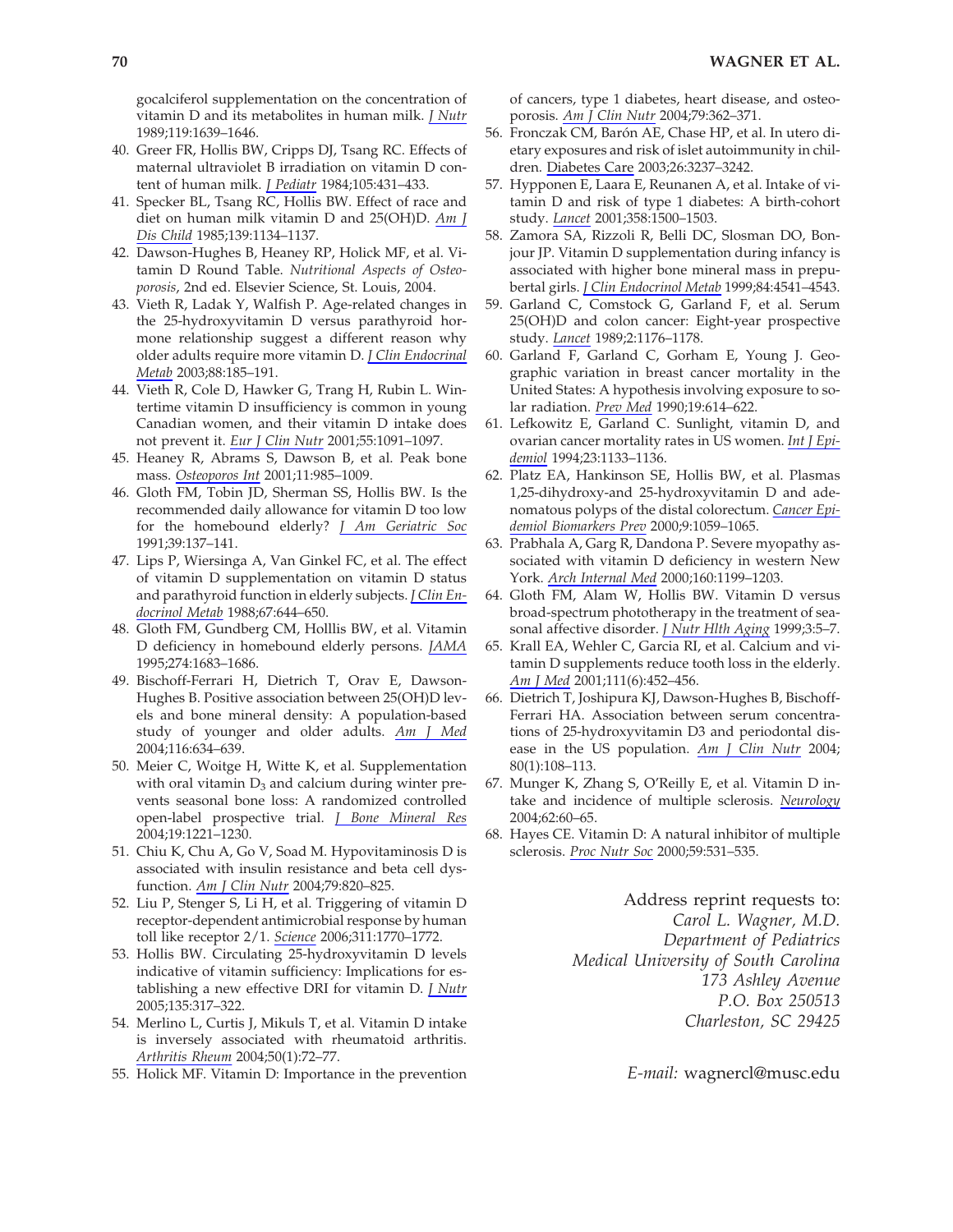gocalciferol supplementation on the concentration of vitamin D and its metabolites in human milk. *J Nutr* 1989;119:1639–1646.

40. Greer FR, Hollis BW, Cripps DJ, Tsang RC. Effects of maternal ultraviolet B irradiation on vitamin D content of human milk. *J Pediatr* 1984;105:431–433.
41. Specker BL, Tsang RC, Hollis BW. Effect of race and diet on human milk vitamin D and 25(OH)D. *Am J Dis Child* 1985;139:1134–1137.
42. Dawson-Hughes B, Heaney RP, Holick MF, et al. Vitamin D Round Table. *Nutritional Aspects of Osteoporosis*, 2nd ed. Elsevier Science, St. Louis, 2004.
43. Vieth R, Ladak Y, Walfish P. Age-related changes in the 25-hydroxyvitamin D versus parathyroid hormone relationship suggest a different reason why older adults require more vitamin D. *J Clin Endocrinal Metab* 2003;88:185–191.
44. Vieth R, Cole D, Hawker G, Trang H, Rubin L. Wintertime vitamin D insufficiency is common in young Canadian women, and their vitamin D intake does not prevent it. *Eur J Clin Nutr* 2001;55:1091–1097.
45. Heaney R, Abrams S, Dawson B, et al. Peak bone mass. *Osteoporos Int* 2001;11:985–1009.
46. Gloth FM, Tobin JD, Sherman SS, Hollis BW. Is the recommended daily allowance for vitamin D too low for the homebound elderly? *J Am Geriatric Soc* 1991;39:137–141.
47. Lips P, Wiersinga A, Van Ginkel FC, et al. The effect of vitamin D supplementation on vitamin D status and parathyroid function in elderly subjects. *J Clin Endocrinol Metab* 1988;67:644–650.
48. Gloth FM, Gundberg CM, Holllis BW, et al. Vitamin D deficiency in homebound elderly persons. *JAMA* 1995;274:1683–1686.
49. Bischoff-Ferrari H, Dietrich T, Orav E, Dawson-Hughes B. Positive association between 25(OH)D levels and bone mineral density: A population-based study of younger and older adults. *Am J Med* 2004;116:634–639.
50. Meier C, Woitge H, Witte K, et al. Supplementation with oral vitamin $D_3$ and calcium during winter prevents seasonal bone loss: A randomized controlled open-label prospective trial. *J Bone Mineral Res* 2004;19:1221–1230.
51. Chiu K, Chu A, Go V, Soad M. Hypovitaminosis D is associated with insulin resistance and beta cell dysfunction. *Am J Clin Nutr* 2004;79:820–825.
52. Liu P, Stenger S, Li H, et al. Triggering of vitamin D receptor-dependent antimicrobial response by human toll like receptor 2/1. *Science* 2006;311:1770–1772.
53. Hollis BW. Circulating 25-hydroxyvitamin D levels indicative of vitamin sufficiency: Implications for establishing a new effective DRI for vitamin D. *J Nutr* 2005;135:317–322.
54. Merlino L, Curtis J, Mikuls T, et al. Vitamin D intake is inversely associated with rheumatoid arthritis. *Arthritis Rheum* 2004;50(1):72–77.
55. Holick MF. Vitamin D: Importance in the prevention of cancers, type 1 diabetes, heart disease, and osteoporosis. *Am J Clin Nutr* 2004;79:362–371.
56. Fronczak CM, Barón AE, Chase HP, et al. In utero dietary exposures and risk of islet autoimmunity in children. Diabetes Care 2003;26:3237–3242.
57. Hypponen E, Laara E, Reunanen A, et al. Intake of vitamin D and risk of type 1 diabetes: A birth-cohort study. *Lancet* 2001;358:1500–1503.
58. Zamora SA, Rizzoli R, Belli DC, Slosman DO, Bonjour JP. Vitamin D supplementation during infancy is associated with higher bone mineral mass in prepubertal girls. *J Clin Endocrinol Metab* 1999;84:4541–4543.
59. Garland C, Comstock G, Garland F, et al. Serum 25(OH)D and colon cancer: Eight-year prospective study. *Lancet* 1989;2:1176–1178.
60. Garland F, Garland C, Gorham E, Young J. Geographic variation in breast cancer mortality in the United States: A hypothesis involving exposure to solar radiation. *Prev Med* 1990;19:614–622.
61. Lefkowitz E, Garland C. Sunlight, vitamin D, and ovarian cancer mortality rates in US women. *Int J Epidemiol* 1994;23:1133–1136.
62. Platz EA, Hankinson SE, Hollis BW, et al. Plasmas 1,25-dihydroxy-and 25-hydroxyvitamin D and adenomatous polyps of the distal colorectum. *Cancer Epidemiol Biomarkers Prev* 2000;9:1059–1065.
63. Prabhala A, Garg R, Dandona P. Severe myopathy associated with vitamin D deficiency in western New York. *Arch Internal Med* 2000;160:1199–1203.
64. Gloth FM, Alam W, Hollis BW. Vitamin D versus broad-spectrum phototherapy in the treatment of seasonal affective disorder. *J Nutr Hlth Aging* 1999;3:5–7.
65. Krall EA, Wehler C, Garcia RI, et al. Calcium and vitamin D supplements reduce tooth loss in the elderly. *Am J Med* 2001;111(6):452–456.
66. Dietrich T, Joshipura KJ, Dawson-Hughes B, Bischoff-Ferrari HA. Association between serum concentrations of 25-hydroxyvitamin D3 and periodontal disease in the US population. *Am J Clin Nutr* 2004; 80(1):108–113.
67. Munger K, Zhang S, O'Reilly E, et al. Vitamin D intake and incidence of multiple sclerosis. *Neurology* 2004;62:60–65.
68. Hayes CE. Vitamin D: A natural inhibitor of multiple sclerosis. *Proc Nutr Soc* 2000;59:531–535.

Address reprint requests to:
*Carol L. Wagner, M.D.*
*Department of Pediatrics*
*Medical University of South Carolina*
*173 Ashley Avenue*
*P.O. Box 250513*
*Charleston, SC 29425*

*E-mail:* wagnercl@musc.edu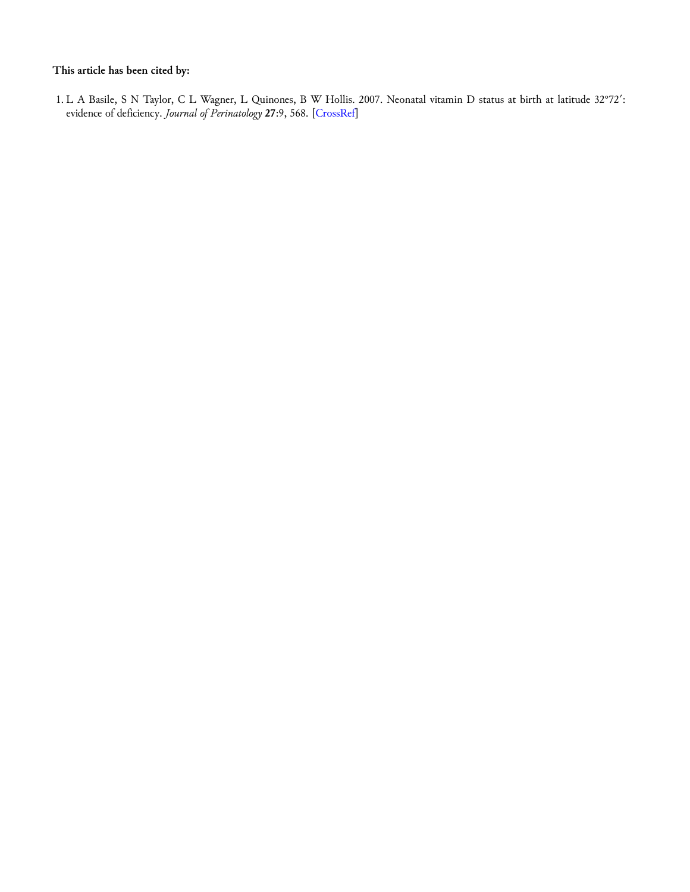**This article has been cited by:**

1. L A Basile, S N Taylor, C L Wagner, L Quinones, B W Hollis. 2007. Neonatal vitamin D status at birth at latitude 32°72′: evidence of deficiency. *Journal of Perinatology* **27**:9, 568. [CrossRef]